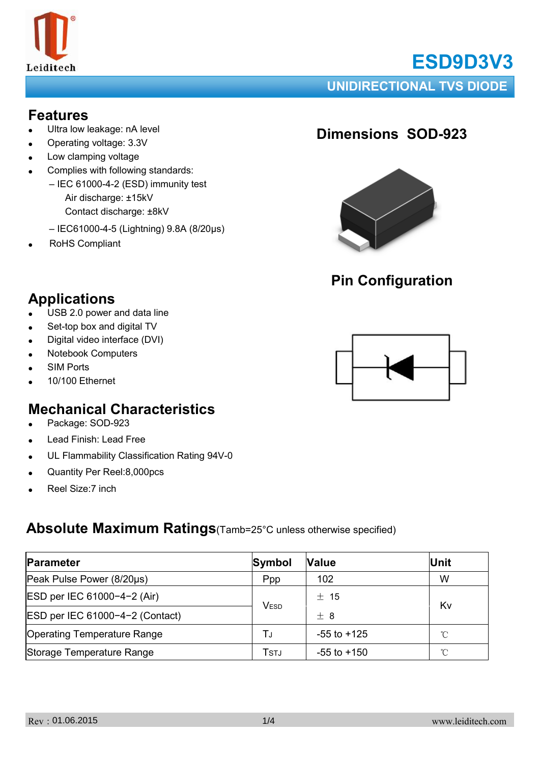# ESD9D3V3

## UNIDIRECTIONAL TVS DIODE

## Features

- Ultra low leakage: nA level
- Operating voltage: 3.3V
- Low clamping voltage
- Complies with following standards:
  - – IEC 61000-4-2 (ESD) immunity test
    - Air discharge: ±15kV
    - Contact discharge: ±8kV
  - – IEC61000-4-5 (Lightning) 9.8A (8/20μs)
- RoHS Compliant

## Dimensions SOD-923

## Pin Configuration

## Applications

- USB 2.0 power and data line
- Set-top box and digital TV
- Digital video interface (DVI)
- Notebook Computers
- SIM Ports
- 10/100 Ethernet

## Mechanical Characteristics

- Package: SOD-923
- Lead Finish: Lead Free
- UL Flammability Classification Rating 94V-0
- Quantity Per Reel:8,000pcs
- Reel Size:7 inch

## Absolute Maximum Ratings (Tamb=25°C unless otherwise specified)

| Parameter | Symbol | Value | Unit |
|---|---|---|---|
| Peak Pulse Power (8/20μs) | Ppp | 102 | W |
| ESD per IEC 61000−4−2 (Air) | $V_{ESD}$ | ± 15 | Kv |
| ESD per IEC 61000−4−2 (Contact) | | ± 8 | |
| Operating Temperature Range | $T_J$ | -55 to +125 | ℃ |
| Storage Temperature Range | $T_{STJ}$ | -55 to +150 | ℃ |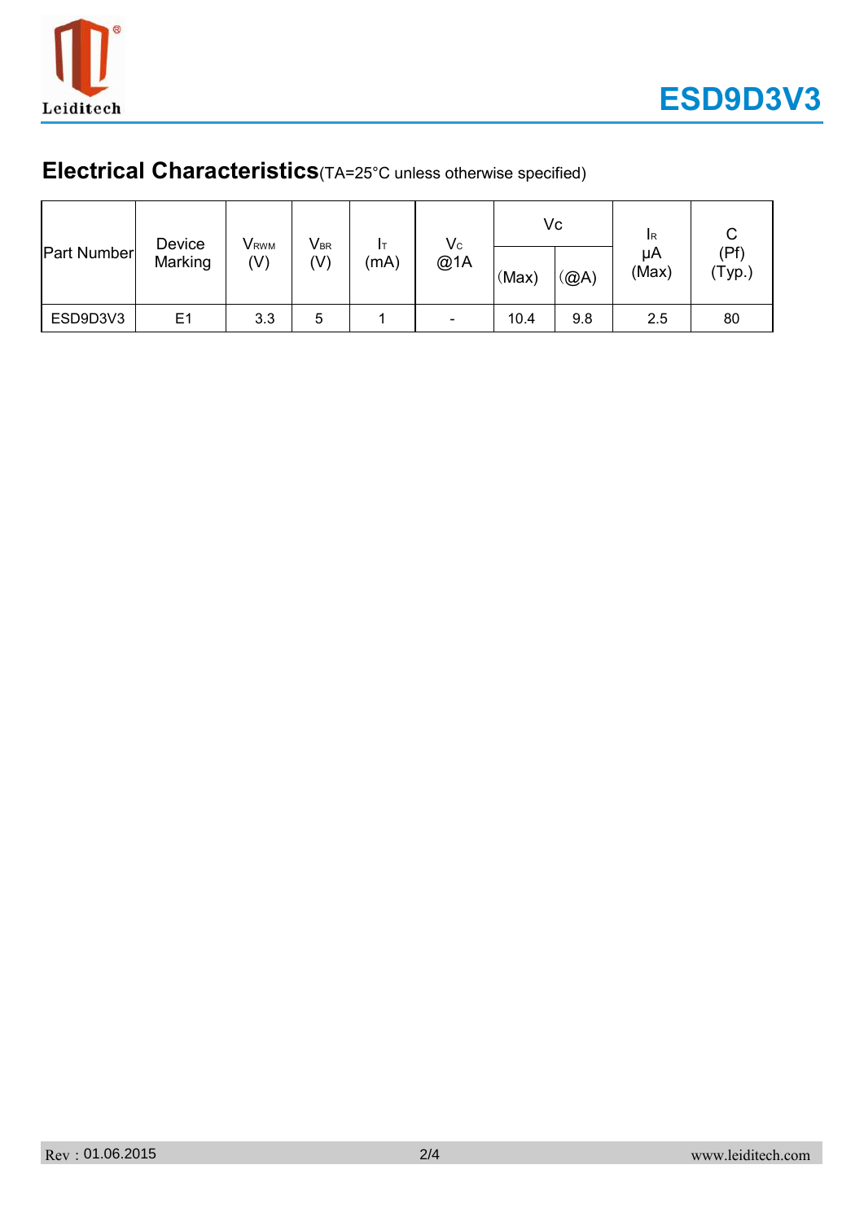## Electrical Characteristics (TA=25°C unless otherwise specified)

| Part Number | Device Marking | $V_{RWM}$ (V) | $V_{BR}$ (V) | $I_T$ (mA) | $V_C$ @1A | Vc | | $I_R$ μA (Max) | C (Pf) (Typ.) |
|---|---|---|---|---|---|---|---|---|---|
| | | | | | | (Max) | (@A) | | |
| ESD9D3V3 | E1 | 3.3 | 5 | 1 | - | 10.4 | 9.8 | 2.5 | 80 |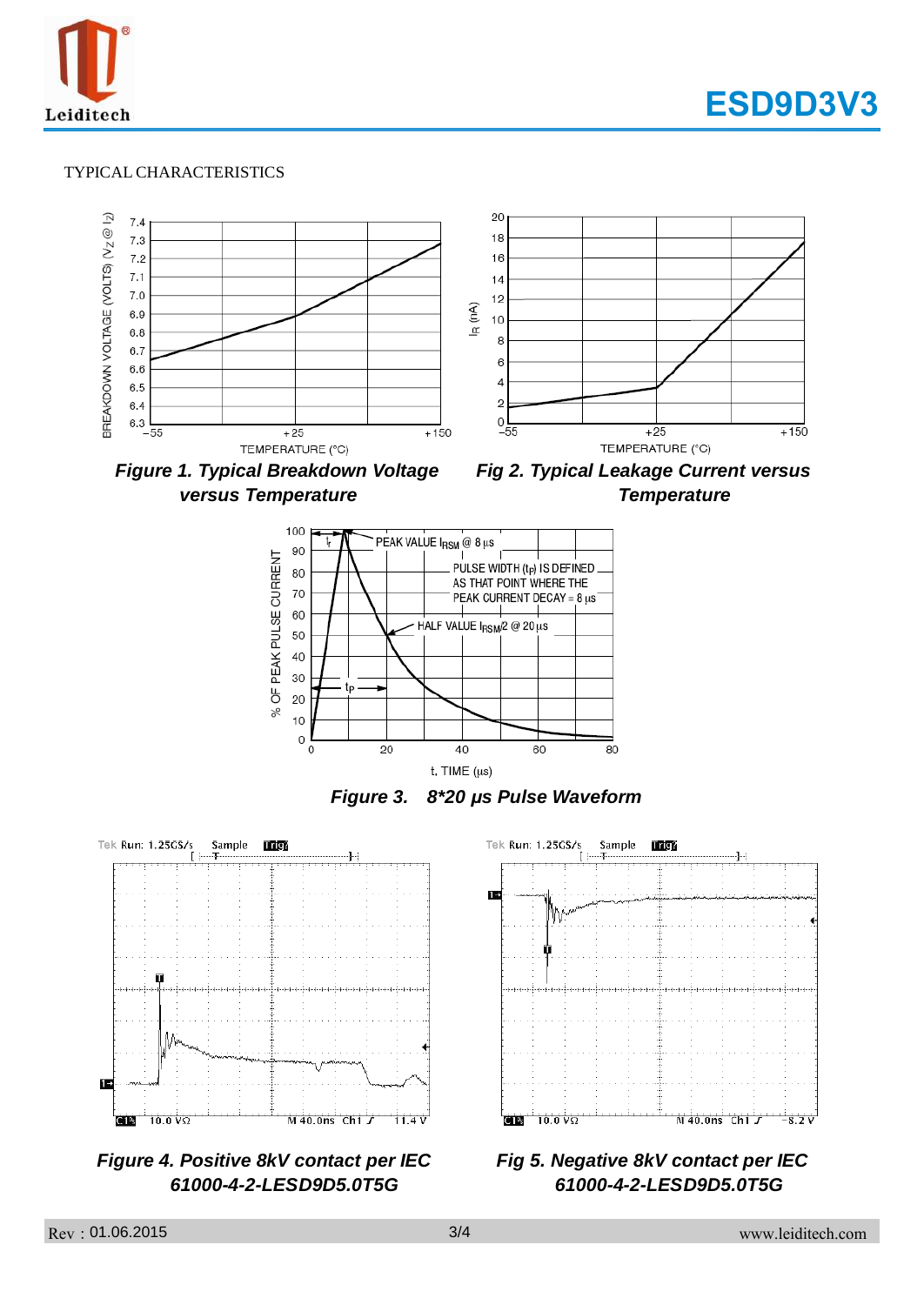TYPICAL CHARACTERISTICS

***Figure 1. Typical Breakdown Voltage versus Temperature***

***Fig 2. Typical Leakage Current versus Temperature***

***Figure 3. 8*20 μs Pulse Waveform***

***Figure 4. Positive 8kV contact per IEC 61000-4-2-LESD9D5.0T5G***

***Fig 5. Negative 8kV contact per IEC 61000-4-2-LESD9D5.0T5G***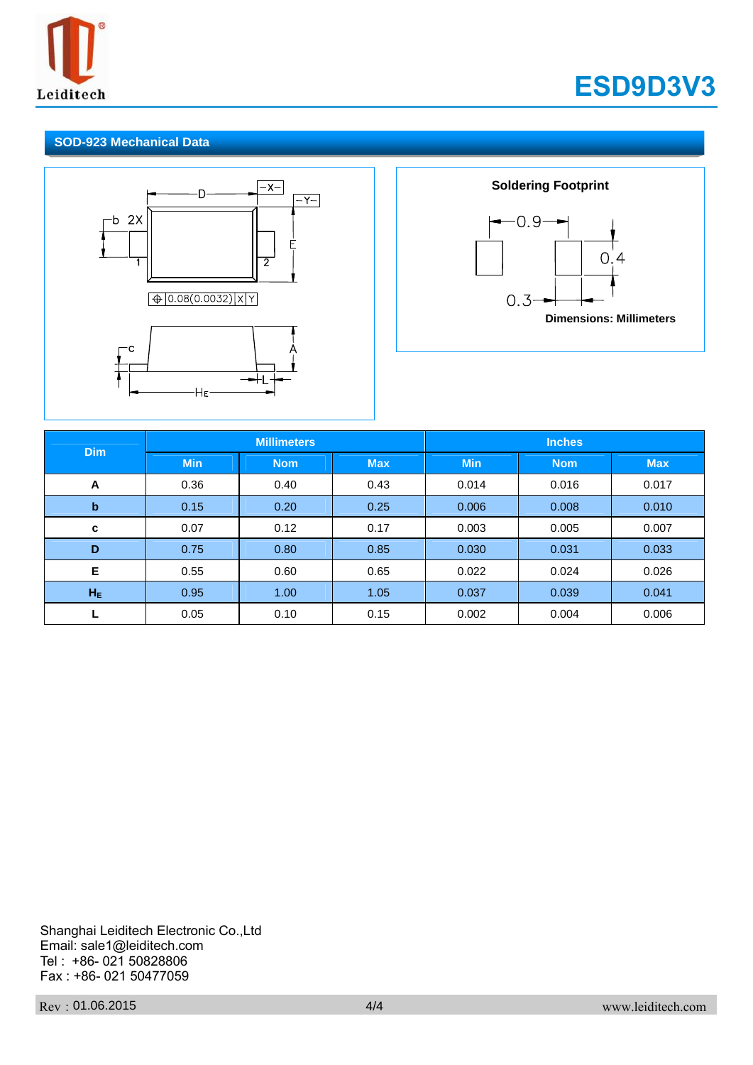## SOD-923 Mechanical Data

D
X
Y
b 2X
E
1
2
0.08(0.0032) X Y
C
A
L
HE

**Soldering Footprint**

0.9
0.4
0.3

**Dimensions: Millimeters**

| Dim | Millimeters | | | Inches | | |
|---|---|---|---|---|---|---|
| | Min | Nom | Max | Min | Nom | Max |
| A | 0.36 | 0.40 | 0.43 | 0.014 | 0.016 | 0.017 |
| b | 0.15 | 0.20 | 0.25 | 0.006 | 0.008 | 0.010 |
| c | 0.07 | 0.12 | 0.17 | 0.003 | 0.005 | 0.007 |
| D | 0.75 | 0.80 | 0.85 | 0.030 | 0.031 | 0.033 |
| E | 0.55 | 0.60 | 0.65 | 0.022 | 0.024 | 0.026 |
| $H_E$ | 0.95 | 1.00 | 1.05 | 0.037 | 0.039 | 0.041 |
| L | 0.05 | 0.10 | 0.15 | 0.002 | 0.004 | 0.006 |

Shanghai Leiditech Electronic Co.,Ltd
Email: sale1@leiditech.com
Tel : +86- 021 50828806
Fax : +86- 021 50477059

Rev : 01.06.2015